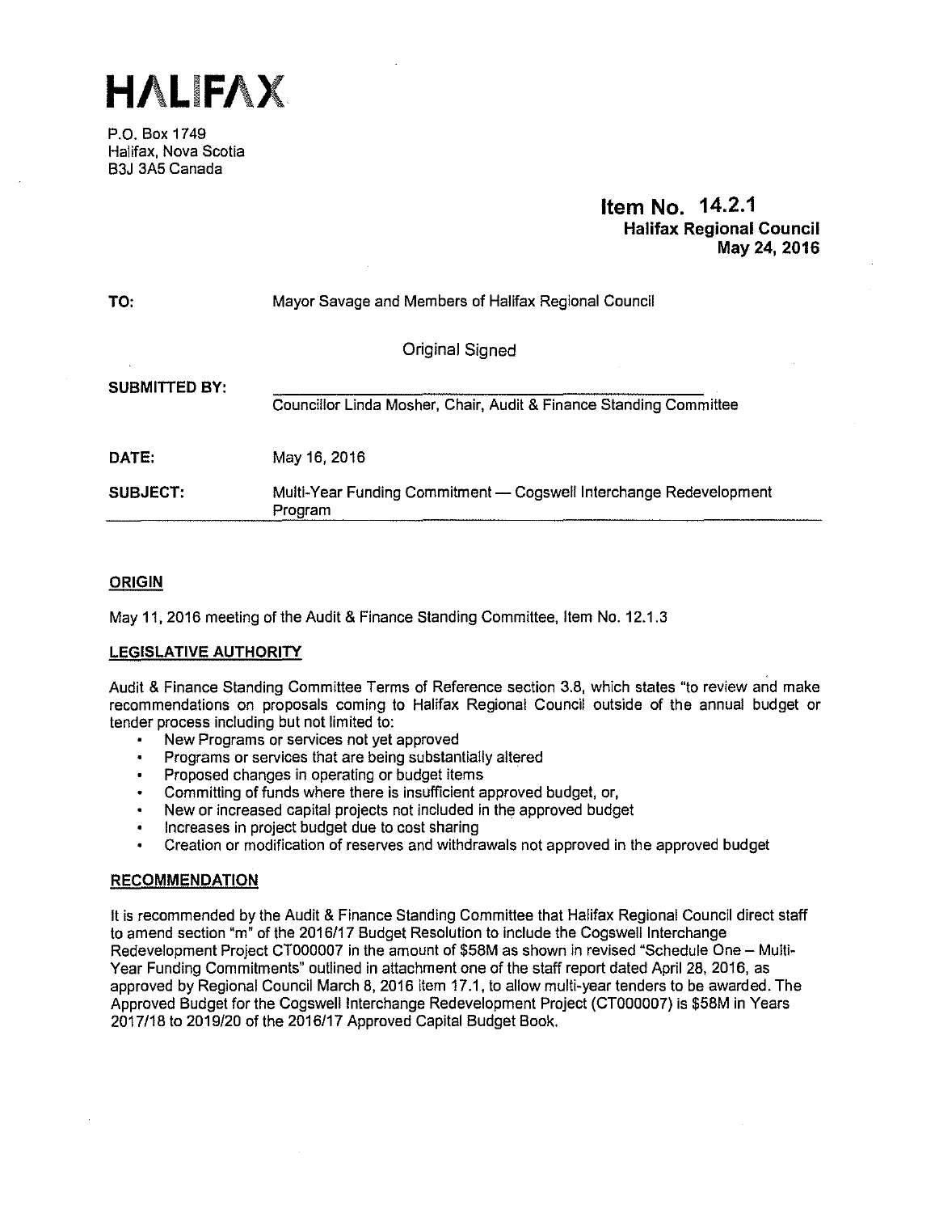# HALIFAX

P.O. Box 1749
Halifax, Nova Scotia
B3J 3A5 Canada

**Item No. 14.2.1**
**Halifax Regional Council**
**May 24, 2016**

| | |
|---|---|
| **TO:** | Mayor Savage and Members of Halifax Regional Council |
| | Original Signed |
| **SUBMITTED BY:** | Councillor Linda Mosher, Chair, Audit & Finance Standing Committee |
| **DATE:** | May 16, 2016 |
| **SUBJECT:** | Multi-Year Funding Commitment — Cogswell Interchange Redevelopment Program |

## ORIGIN

May 11, 2016 meeting of the Audit & Finance Standing Committee, Item No. 12.1.3

## LEGISLATIVE AUTHORITY

Audit & Finance Standing Committee Terms of Reference section 3.8, which states "to review and make recommendations on proposals coming to Halifax Regional Council outside of the annual budget or tender process including but not limited to:

- New Programs or services not yet approved
- Programs or services that are being substantially altered
- Proposed changes in operating or budget items
- Committing of funds where there is insufficient approved budget, or,
- New or increased capital projects not included in the approved budget
- Increases in project budget due to cost sharing
- Creation or modification of reserves and withdrawals not approved in the approved budget

## RECOMMENDATION

It is recommended by the Audit & Finance Standing Committee that Halifax Regional Council direct staff to amend section "m" of the 2016/17 Budget Resolution to include the Cogswell Interchange Redevelopment Project CT000007 in the amount of $58M as shown in revised "Schedule One – Multi-Year Funding Commitments" outlined in attachment one of the staff report dated April 28, 2016, as approved by Regional Council March 8, 2016 item 17.1, to allow multi-year tenders to be awarded. The Approved Budget for the Cogswell Interchange Redevelopment Project (CT000007) is $58M in Years 2017/18 to 2019/20 of the 2016/17 Approved Capital Budget Book.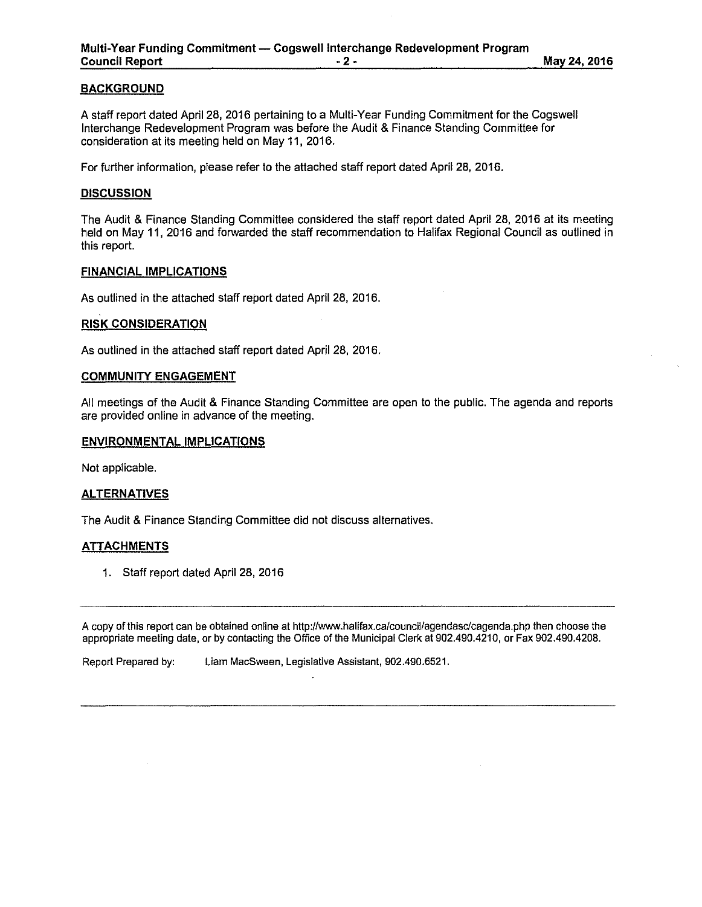## BACKGROUND

A staff report dated April 28, 2016 pertaining to a Multi-Year Funding Commitment for the Cogswell Interchange Redevelopment Program was before the Audit & Finance Standing Committee for consideration at its meeting held on May 11, 2016.

For further information, please refer to the attached staff report dated April 28, 2016.

## DISCUSSION

The Audit & Finance Standing Committee considered the staff report dated April 28, 2016 at its meeting held on May 11, 2016 and forwarded the staff recommendation to Halifax Regional Council as outlined in this report.

## FINANCIAL IMPLICATIONS

As outlined in the attached staff report dated April 28, 2016.

## RISK CONSIDERATION

As outlined in the attached staff report dated April 28, 2016.

## COMMUNITY ENGAGEMENT

All meetings of the Audit & Finance Standing Committee are open to the public. The agenda and reports are provided online in advance of the meeting.

## ENVIRONMENTAL IMPLICATIONS

Not applicable.

## ALTERNATIVES

The Audit & Finance Standing Committee did not discuss alternatives.

## ATTACHMENTS

1. Staff report dated April 28, 2016

---

A copy of this report can be obtained online at http://www.halifax.ca/council/agendasc/cagenda.php then choose the appropriate meeting date, or by contacting the Office of the Municipal Clerk at 902.490.4210, or Fax 902.490.4208.

Report Prepared by: Liam MacSween, Legislative Assistant, 902.490.6521.

---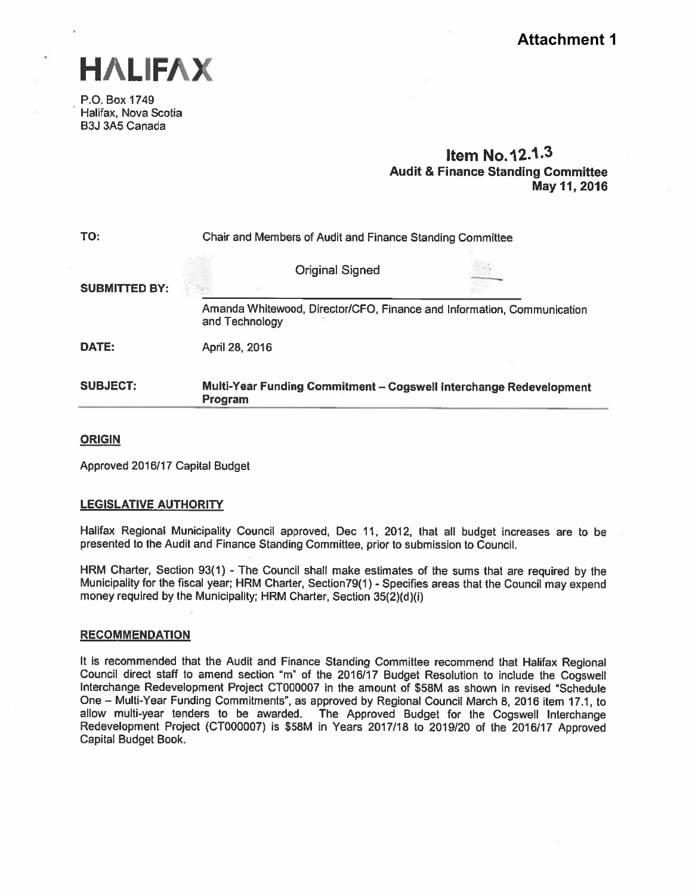**Attachment 1**

# HALIFAX

P.O. Box 1749
Halifax, Nova Scotia
B3J 3A5 Canada

**Item No. 12.1.3**
**Audit & Finance Standing Committee**
**May 11, 2016**

| | |
|---|---|
| TO: | Chair and Members of Audit and Finance Standing Committee |
| SUBMITTED BY: | Original Signed<br>Amanda Whitewood, Director/CFO, Finance and Information, Communication and Technology |
| DATE: | April 28, 2016 |
| SUBJECT: | **Multi-Year Funding Commitment – Cogswell Interchange Redevelopment Program** |

## ORIGIN

Approved 2016/17 Capital Budget

## LEGISLATIVE AUTHORITY

Halifax Regional Municipality Council approved, Dec 11, 2012, that all budget increases are to be presented to the Audit and Finance Standing Committee, prior to submission to Council.

HRM Charter, Section 93(1) - The Council shall make estimates of the sums that are required by the Municipality for the fiscal year; HRM Charter, Section79(1) - Specifies areas that the Council may expend money required by the Municipality; HRM Charter, Section 35(2)(d)(i)

## RECOMMENDATION

It is recommended that the Audit and Finance Standing Committee recommend that Halifax Regional Council direct staff to amend section "m" of the 2016/17 Budget Resolution to include the Cogswell Interchange Redevelopment Project CT000007 in the amount of $58M as shown in revised "Schedule One – Multi-Year Funding Commitments", as approved by Regional Council March 8, 2016 item 17.1, to allow multi-year tenders to be awarded. The Approved Budget for the Cogswell Interchange Redevelopment Project (CT000007) is $58M in Years 2017/18 to 2019/20 of the 2016/17 Approved Capital Budget Book.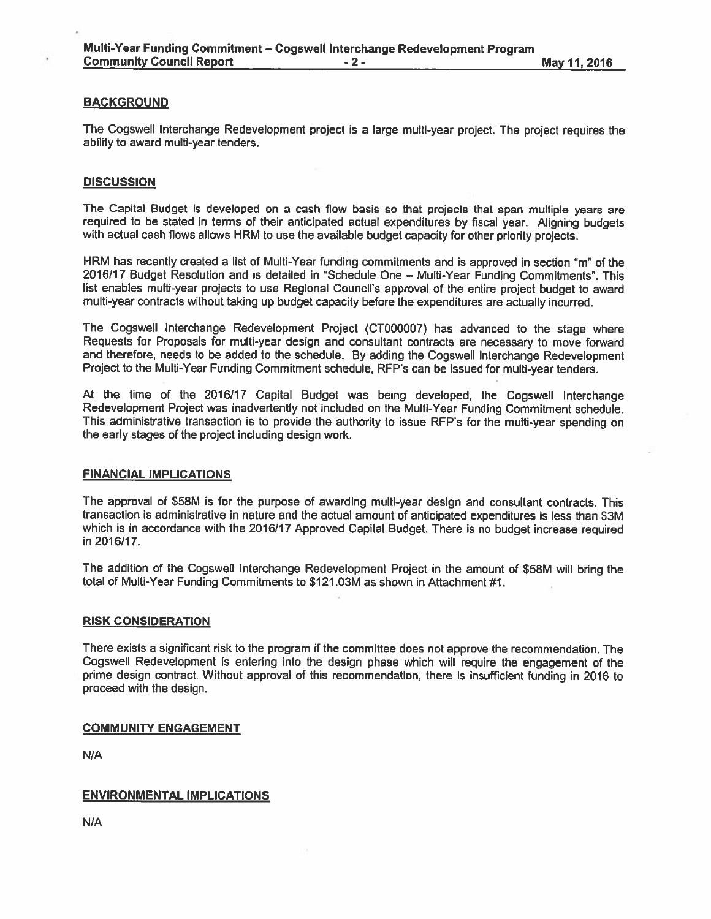## BACKGROUND

The Cogswell Interchange Redevelopment project is a large multi-year project. The project requires the ability to award multi-year tenders.

## DISCUSSION

The Capital Budget is developed on a cash flow basis so that projects that span multiple years are required to be stated in terms of their anticipated actual expenditures by fiscal year. Aligning budgets with actual cash flows allows HRM to use the available budget capacity for other priority projects.

HRM has recently created a list of Multi-Year funding commitments and is approved in section "m" of the 2016/17 Budget Resolution and is detailed in "Schedule One – Multi-Year Funding Commitments". This list enables multi-year projects to use Regional Council's approval of the entire project budget to award multi-year contracts without taking up budget capacity before the expenditures are actually incurred.

The Cogswell Interchange Redevelopment Project (CT000007) has advanced to the stage where Requests for Proposals for multi-year design and consultant contracts are necessary to move forward and therefore, needs to be added to the schedule. By adding the Cogswell Interchange Redevelopment Project to the Multi-Year Funding Commitment schedule, RFP's can be issued for multi-year tenders.

At the time of the 2016/17 Capital Budget was being developed, the Cogswell Interchange Redevelopment Project was inadvertently not included on the Multi-Year Funding Commitment schedule. This administrative transaction is to provide the authority to issue RFP's for the multi-year spending on the early stages of the project including design work.

## FINANCIAL IMPLICATIONS

The approval of $58M is for the purpose of awarding multi-year design and consultant contracts. This transaction is administrative in nature and the actual amount of anticipated expenditures is less than $3M which is in accordance with the 2016/17 Approved Capital Budget. There is no budget increase required in 2016/17.

The addition of the Cogswell Interchange Redevelopment Project in the amount of $58M will bring the total of Multi-Year Funding Commitments to $121.03M as shown in Attachment #1.

## RISK CONSIDERATION

There exists a significant risk to the program if the committee does not approve the recommendation. The Cogswell Redevelopment is entering into the design phase which will require the engagement of the prime design contract. Without approval of this recommendation, there is insufficient funding in 2016 to proceed with the design.

## COMMUNITY ENGAGEMENT

N/A

## ENVIRONMENTAL IMPLICATIONS

N/A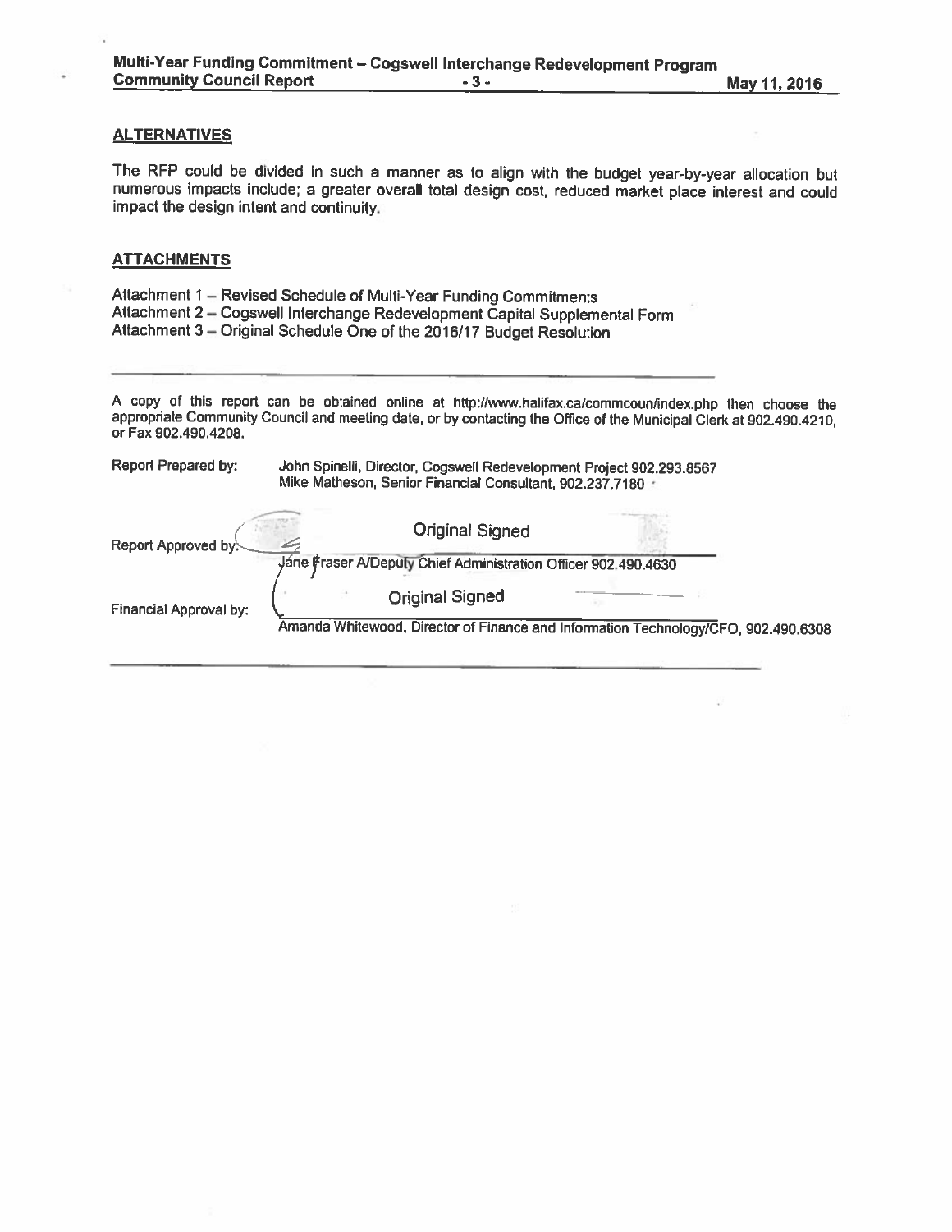## ALTERNATIVES

The RFP could be divided in such a manner as to align with the budget year-by-year allocation but numerous impacts include; a greater overall total design cost, reduced market place interest and could impact the design intent and continuity.

## ATTACHMENTS

Attachment 1 – Revised Schedule of Multi-Year Funding Commitments
Attachment 2 – Cogswell Interchange Redevelopment Capital Supplemental Form
Attachment 3 – Original Schedule One of the 2016/17 Budget Resolution

---

A copy of this report can be obtained online at http://www.halifax.ca/commcoun/index.php then choose the appropriate Community Council and meeting date, or by contacting the Office of the Municipal Clerk at 902.490.4210, or Fax 902.490.4208.

Report Prepared by: John Spinelli, Director, Cogswell Redevelopment Project 902.293.8567
Mike Matheson, Senior Financial Consultant, 902.237.7180

Report Approved by: Original Signed
Jane Fraser A/Deputy Chief Administration Officer 902.490.4630

Financial Approval by: Original Signed
Amanda Whitewood, Director of Finance and Information Technology/CFO, 902.490.6308

---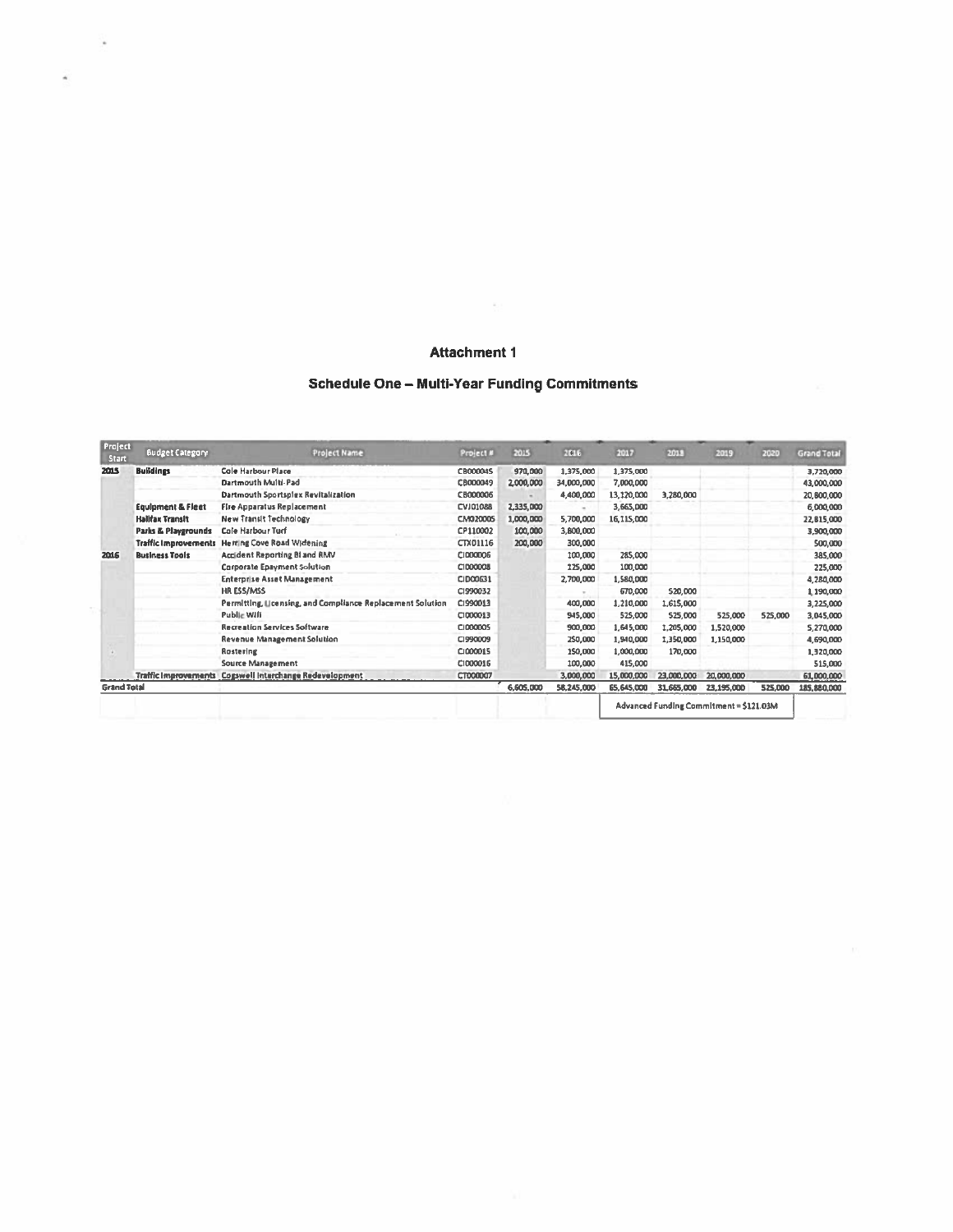# Attachment 1

## Schedule One – Multi-Year Funding Commitments

| Project Start | Budget Category | Project Name | Project # | 2015 | 2016 | 2017 | 2018 | 2019 | 2020 | Grand Total |
|---|---|---|---|---|---|---|---|---|---|---|
| 2015 | Buildings | Cole Harbour Place | CB000045 | 970,000 | 1,375,000 | 1,375,000 | | | | 3,720,000 |
| | | Dartmouth Multi-Pad | CB000049 | 2,000,000 | 34,000,000 | 7,000,000 | | | | 43,000,000 |
| | | Dartmouth Sportsplex Revitalization | CB000006 | - | 4,400,000 | 13,120,000 | 3,280,000 | | | 20,800,000 |
| | Equipment & Fleet | Fire Apparatus Replacement | CVJ01088 | 2,335,000 | - | 3,665,000 | | | | 6,000,000 |
| | Halifax Transit | New Transit Technology | CM020005 | 1,000,000 | 5,700,000 | 16,115,000 | | | | 22,815,000 |
| | Parks & Playgrounds | Cole Harbour Turf | CP110002 | 100,000 | 3,800,000 | | | | | 3,900,000 |
| | Traffic Improvements | Herring Cove Road Widening | CTX01116 | 200,000 | 300,000 | | | | | 500,000 |
| 2016 | Business Tools | Accident Reporting BI and RMV | CI000006 | | 100,000 | 285,000 | | | | 385,000 |
| | | Corporate Epayment Solution | CI000008 | | 125,000 | 100,000 | | | | 225,000 |
| | | Enterprise Asset Management | CID00631 | | 2,700,000 | 1,580,000 | | | | 4,280,000 |
| | | HR ESS/MSS | CI990032 | | - | 670,000 | 520,000 | | | 1,190,000 |
| | | Permitting, Licensing, and Compliance Replacement Solution | CI990013 | | 400,000 | 1,210,000 | 1,615,000 | | | 3,225,000 |
| | | Public Wifi | CI000013 | | 945,000 | 525,000 | 525,000 | 525,000 | 525,000 | 3,045,000 |
| | | Recreation Services Software | CI000005 | | 900,000 | 1,645,000 | 1,205,000 | 1,520,000 | | 5,270,000 |
| | | Revenue Management Solution | CI990009 | | 250,000 | 1,940,000 | 1,350,000 | 1,150,000 | | 4,690,000 |
| | | Rostering | CI000015 | | 150,000 | 1,000,000 | 170,000 | | | 1,320,000 |
| | | Source Management | CI000016 | | 100,000 | 415,000 | | | | 515,000 |
| | Traffic Improvements | Cogswell Interchange Redevelopment | CT000007 | | 3,000,000 | 15,000,000 | 23,000,000 | 20,000,000 | | 61,000,000 |
| Grand Total | | | | 6,605,000 | 58,245,000 | 65,645,000 | 31,665,000 | 23,195,000 | 525,000 | 185,880,000 |
| | | | | | | Advanced Funding Commitment = $121.03M | | | | |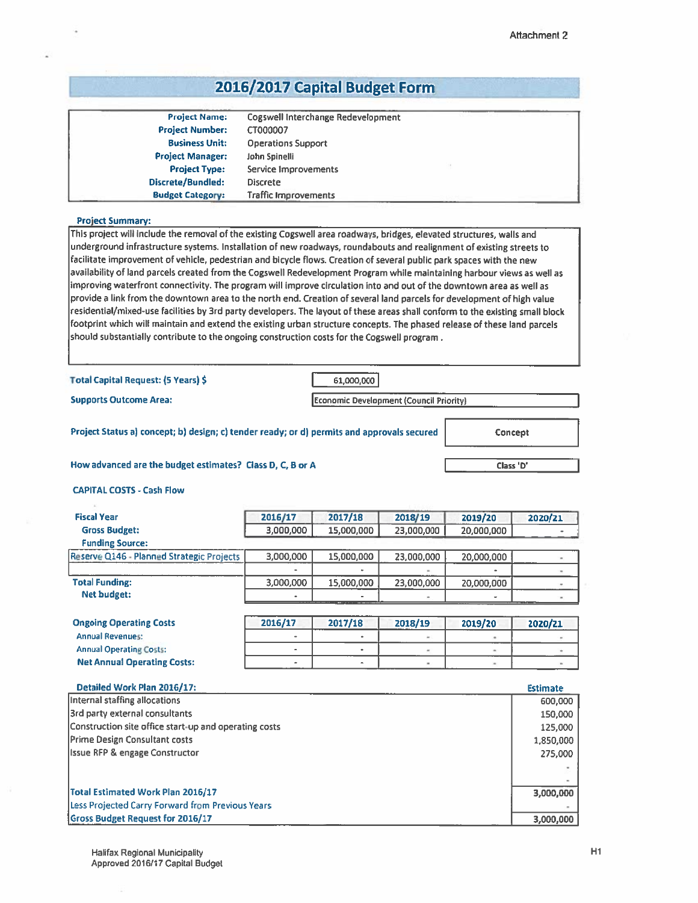Attachment 2

# 2016/2017 Capital Budget Form

| | |
|---|---|
| **Project Name:** | Cogswell Interchange Redevelopment |
| **Project Number:** | CT000007 |
| **Business Unit:** | Operations Support |
| **Project Manager:** | John Spinelli |
| **Project Type:** | Service Improvements |
| **Discrete/Bundled:** | Discrete |
| **Budget Category:** | Traffic Improvements |

**Project Summary:**

This project will include the removal of the existing Cogswell area roadways, bridges, elevated structures, walls and underground infrastructure systems. Installation of new roadways, roundabouts and realignment of existing streets to facilitate improvement of vehicle, pedestrian and bicycle flows. Creation of several public park spaces with the new availability of land parcels created from the Cogswell Redevelopment Program while maintaining harbour views as well as improving waterfront connectivity. The program will improve circulation into and out of the downtown area as well as provide a link from the downtown area to the north end. Creation of several land parcels for development of high value residential/mixed-use facilities by 3rd party developers. The layout of these areas shall conform to the existing small block footprint which will maintain and extend the existing urban structure concepts. The phased release of these land parcels should substantially contribute to the ongoing construction costs for the Cogswell program .

**Total Capital Request: (5 Years) $** 61,000,000

**Supports Outcome Area:** Economic Development (Council Priority)

**Project Status a) concept; b) design; c) tender ready; or d) permits and approvals secured:** Concept

**How advanced are the budget estimates? Class D, C, B or A:** Class 'D'

**CAPITAL COSTS - Cash Flow**

| Fiscal Year | 2016/17 | 2017/18 | 2018/19 | 2019/20 | 2020/21 |
|---|---|---|---|---|---|
| **Gross Budget:** | 3,000,000 | 15,000,000 | 23,000,000 | 20,000,000 | - |
| **Funding Source:** | | | | | |
| Reserve Q146 - Planned Strategic Projects | 3,000,000 | 15,000,000 | 23,000,000 | 20,000,000 | - |
| | - | - | - | - | - |
| **Total Funding:** | 3,000,000 | 15,000,000 | 23,000,000 | 20,000,000 | - |
| **Net budget:** | - | - | - | - | - |

| Ongoing Operating Costs | 2016/17 | 2017/18 | 2018/19 | 2019/20 | 2020/21 |
|---|---|---|---|---|---|
| Annual Revenues: | - | - | - | - | - |
| Annual Operating Costs: | - | - | - | - | - |
| **Net Annual Operating Costs:** | - | - | - | - | - |

| Detailed Work Plan 2016/17: | Estimate |
|---|---|
| Internal staffing allocations | 600,000 |
| 3rd party external consultants | 150,000 |
| Construction site office start-up and operating costs | 125,000 |
| Prime Design Consultant costs | 1,850,000 |
| Issue RFP & engage Constructor | 275,000 |
| | - |
| | - |
| **Total Estimated Work Plan 2016/17** | **3,000,000** |
| Less Projected Carry Forward from Previous Years | - |
| Gross Budget Request for 2016/17 | **3,000,000** |

Halifax Regional Municipality
Approved 2016/17 Capital Budget

H1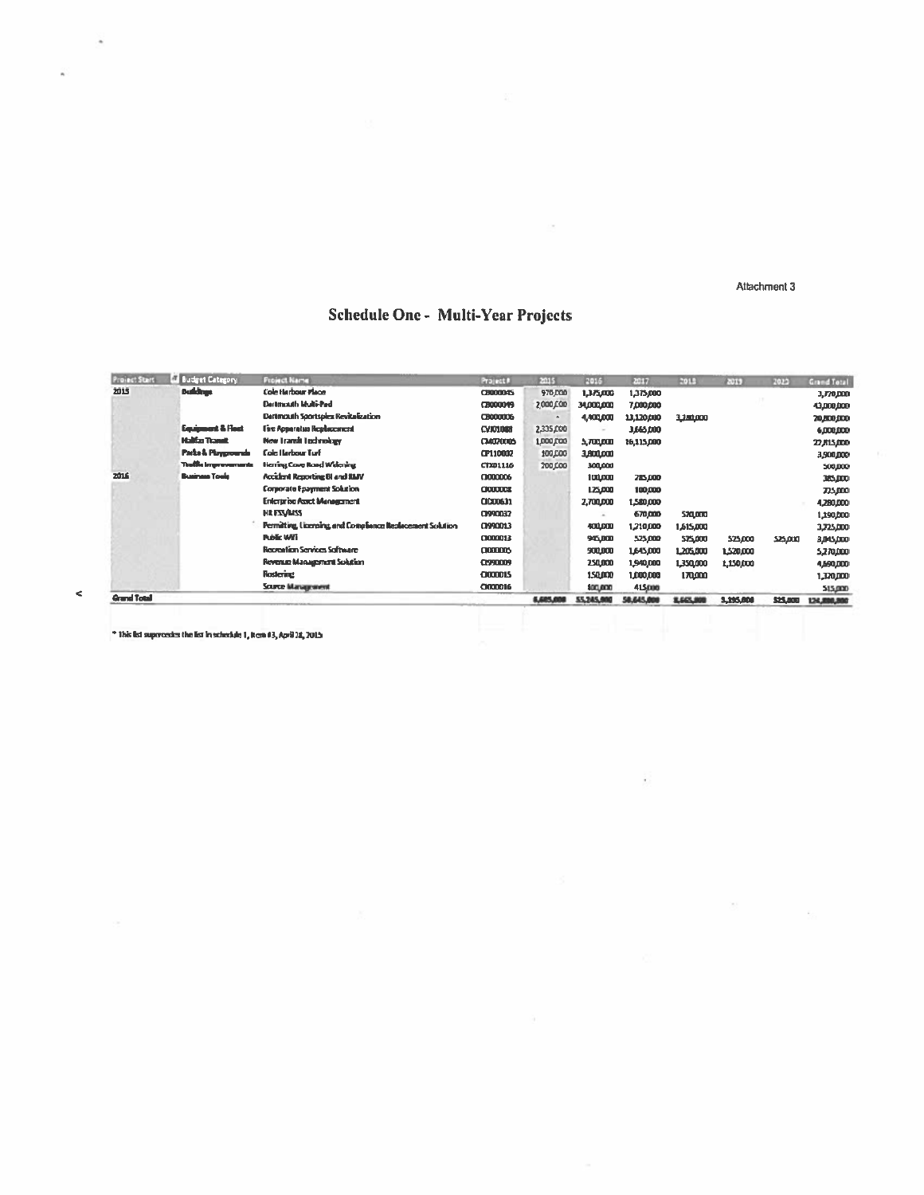Attachment 3

# Schedule One - Multi-Year Projects

| Project Start | Budget Category | Project Name | Project # | 2015 | 2016 | 2017 | 2018 | 2019 | 2020 | Grand Total |
|---|---|---|---|---|---|---|---|---|---|---|
| 2015 | Buildings | Cole Harbour Place | CB000045 | 970,000 | 1,375,000 | 1,375,000 | | | | 3,720,000 |
| | | Dartmouth Multi-Pad | CB000049 | 2,000,000 | 34,000,000 | 7,000,000 | | | | 43,000,000 |
| | | Dartmouth Sportsplex Revitalization | CB000006 | - | 4,400,000 | 13,120,000 | 3,280,000 | | | 20,800,000 |
| | Equipment & Fleet | Fire Apparatus Replacement | CVJ01088 | 2,335,000 | - | 3,665,000 | | | | 6,000,000 |
| | Halifax Transit | New Transit Technology | CM070005 | 1,000,000 | 5,700,000 | 16,115,000 | | | | 22,815,000 |
| | Parks & Playgrounds | Cole Harbour Turf | CP110002 | 100,000 | 3,800,000 | | | | | 3,900,000 |
| | Traffic Improvements | Herring Cove Road Widening | CTX01116 | 200,000 | 300,000 | | | | | 500,000 |
| 2016 | Business Tools | Accident Reporting BI and RMV | CI000006 | | 100,000 | 285,000 | | | | 385,000 |
| | | Corporate Epayment Solution | CI000008 | | 125,000 | 100,000 | | | | 225,000 |
| | | Enterprise Asset Management | CI000631 | | 2,700,000 | 1,580,000 | | | | 4,280,000 |
| | | HR ESS/MSS | CI990032 | | - | 670,000 | 520,000 | | | 1,190,000 |
| | | Permitting, Licensing, and Compliance Replacement Solution | CI990013 | | 400,000 | 1,210,000 | 1,615,000 | | | 3,225,000 |
| | | Public WiFi | CI000013 | | 945,000 | 525,000 | 525,000 | 525,000 | 525,000 | 3,045,000 |
| | | Recreation Services Software | CI000005 | | 900,000 | 1,645,000 | 1,205,000 | 1,520,000 | | 5,270,000 |
| | | Revenue Management Solution | CI990009 | | 250,000 | 1,940,000 | 1,350,000 | 1,150,000 | | 4,690,000 |
| | | Rostering | CI000015 | | 150,000 | 1,000,000 | 170,000 | | | 1,320,000 |
| | | Source Management | CI000016 | | 100,000 | 415,000 | | | | 515,000 |
| Grand Total | | | | 6,605,000 | 55,245,000 | 50,645,000 | 8,665,000 | 3,195,000 | 525,000 | 124,880,000 |

* This list supercedes the list in schedule 1, item #3, April 28, 2015